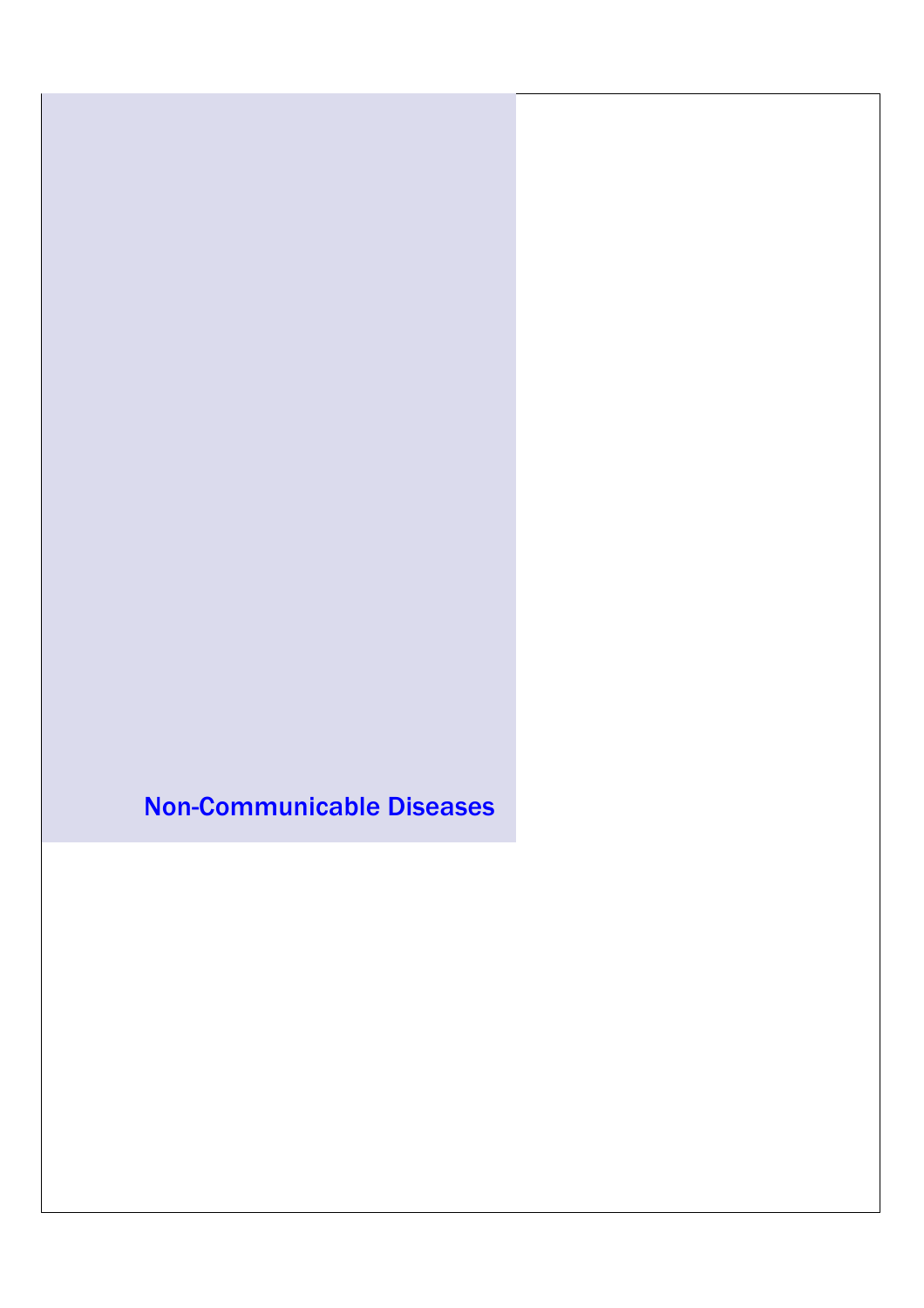# Non-Communicable Diseases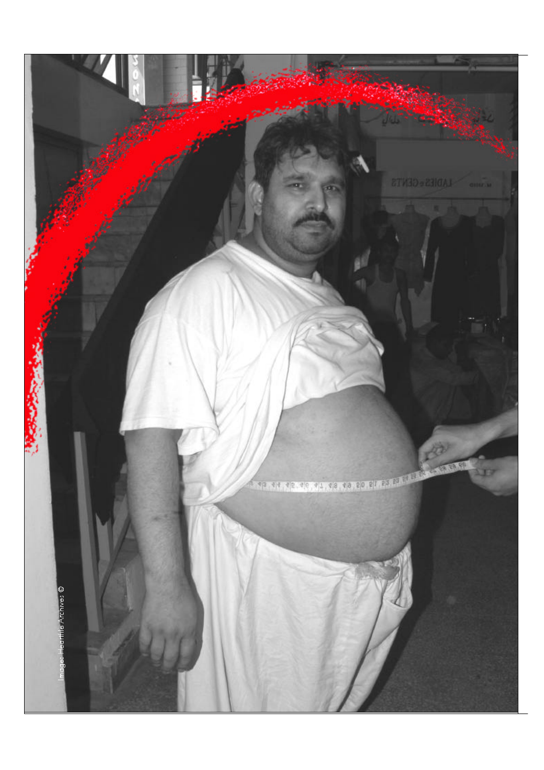Image: Heartfile Archives ©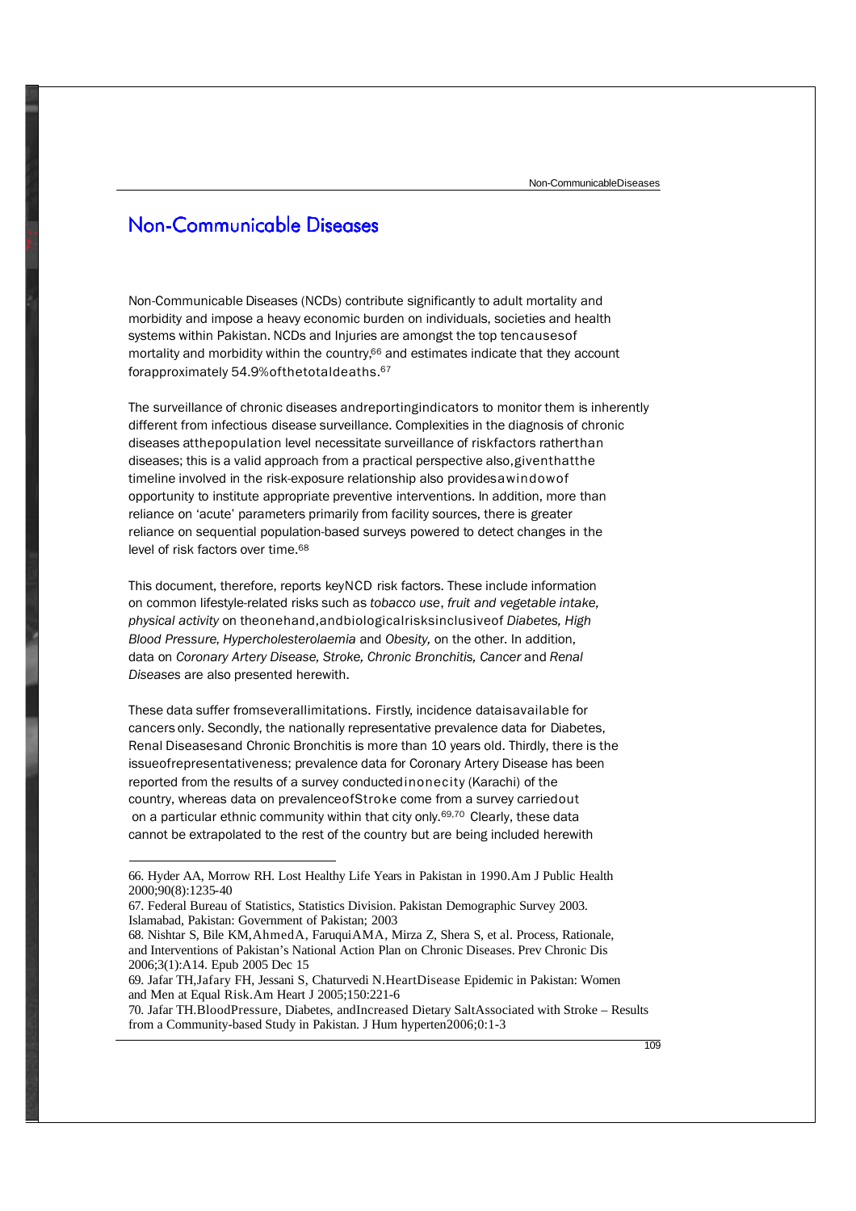# Non-Communicable Diseases

Non-Communicable Diseases (NCDs) contribute significantly to adult mortality and morbidity and impose a heavy economic burden on individuals, societies and health systems within Pakistan. NCDs and Injuries are amongst the top ten causes of mortality and morbidity within the country,[66] and estimates indicate that they account for approximately 54.9% of the total deaths.[67]

The surveillance of chronic diseases and reporting indicators to monitor them is inherently different from infectious disease surveillance. Complexities in the diagnosis of chronic diseases at the population level necessitate surveillance of risk factors rather than diseases; this is a valid approach from a practical perspective also, given that the timeline involved in the risk-exposure relationship also provides a window of opportunity to institute appropriate preventive interventions. In addition, more than reliance on 'acute' parameters primarily from facility sources, there is greater reliance on sequential population-based surveys powered to detect changes in the level of risk factors over time.[68]

This document, therefore, reports key NCD risk factors. These include information on common lifestyle-related risks such as *tobacco use*, *fruit and vegetable intake, physical activity* on the one hand, and biological risks inclusive of *Diabetes, High Blood Pressure, Hypercholesterolaemia* and *Obesity,* on the other. In addition, data on *Coronary Artery Disease, Stroke, Chronic Bronchitis, Cancer* and *Renal Diseases* are also presented herewith.

These data suffer from several limitations. Firstly, incidence data is available for cancers only. Secondly, the nationally representative prevalence data for Diabetes, Renal Diseases and Chronic Bronchitis is more than 10 years old. Thirdly, there is the issue of representativeness; prevalence data for Coronary Artery Disease has been reported from the results of a survey conducted in one city (Karachi) of the country, whereas data on prevalence of Stroke come from a survey carried out on a particular ethnic community within that city only.[69,70] Clearly, these data cannot be extrapolated to the rest of the country but are being included herewith

---

66. Hyder AA, Morrow RH. Lost Healthy Life Years in Pakistan in 1990. Am J Public Health 2000;90(8):1235-40
67. Federal Bureau of Statistics, Statistics Division. Pakistan Demographic Survey 2003. Islamabad, Pakistan: Government of Pakistan; 2003
68. Nishtar S, Bile KM, Ahmed A, Faruqui AMA, Mirza Z, Shera S, et al. Process, Rationale, and Interventions of Pakistan's National Action Plan on Chronic Diseases. Prev Chronic Dis 2006;3(1):A14. Epub 2005 Dec 15
69. Jafar TH, Jafary FH, Jessani S, Chaturvedi N. Heart Disease Epidemic in Pakistan: Women and Men at Equal Risk. Am Heart J 2005;150:221-6
70. Jafar TH. Blood Pressure, Diabetes, and Increased Dietary Salt Associated with Stroke – Results from a Community-based Study in Pakistan. J Hum hyperten 2006;0:1-3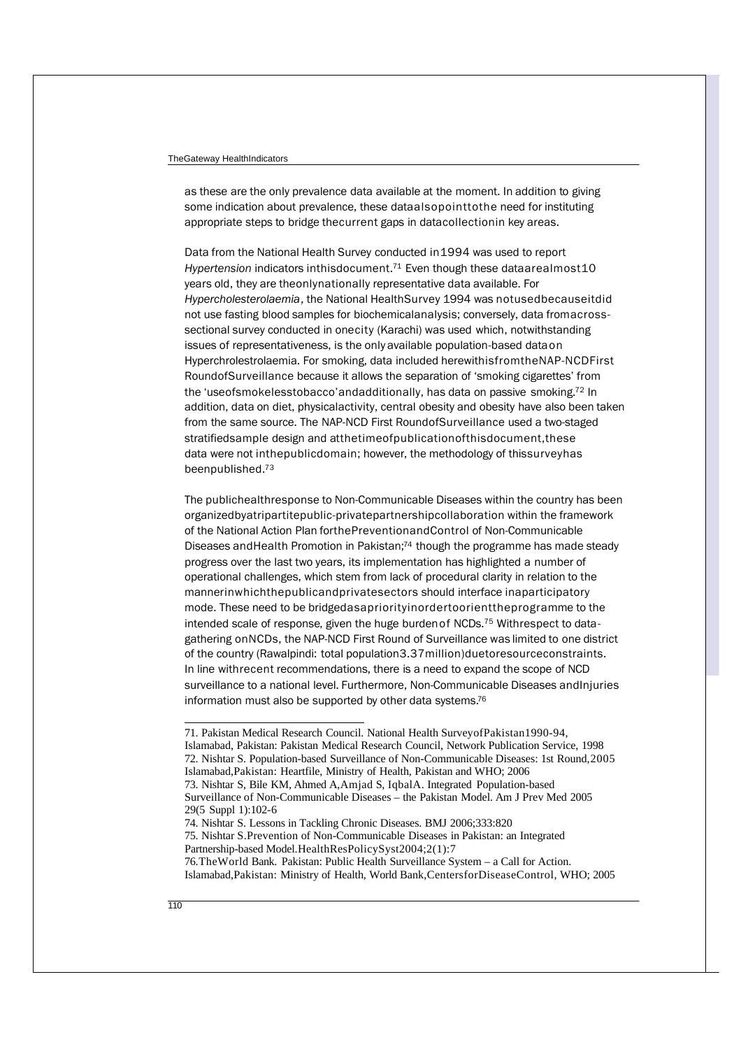as these are the only prevalence data available at the moment. In addition to giving some indication about prevalence, these data also point to the need for instituting appropriate steps to bridge the current gaps in data collection in key areas.

Data from the National Health Survey conducted in 1994 was used to report *Hypertension* indicators in this document.[71] Even though these data are almost 10 years old, they are the only nationally representative data available. For *Hypercholesterolaemia*, the National Health Survey 1994 was not used because it did not use fasting blood samples for biochemical analysis; conversely, data from a cross-sectional survey conducted in one city (Karachi) was used which, notwithstanding issues of representativeness, is the only available population-based data on Hyperchrolestrolaemia. For smoking, data included herewith is from the NAP-NCD First Round of Surveillance because it allows the separation of 'smoking cigarettes' from the 'use of smokeless tobacco' and additionally, has data on passive smoking.[72] In addition, data on diet, physical activity, central obesity and obesity have also been taken from the same source. The NAP-NCD First Round of Surveillance used a two-staged stratified sample design and at the time of publication of this document, these data were not in the public domain; however, the methodology of this survey has been published.[73]

The public health response to Non-Communicable Diseases within the country has been organized by a tripartite public-private partnership collaboration within the framework of the National Action Plan for the Prevention and Control of Non-Communicable Diseases and Health Promotion in Pakistan;[74] though the programme has made steady progress over the last two years, its implementation has highlighted a number of operational challenges, which stem from lack of procedural clarity in relation to the manner in which the public and private sectors should interface in a participatory mode. These need to be bridged as a priority in order to orient the programme to the intended scale of response, given the huge burden of NCDs.[75] With respect to data-gathering on NCDs, the NAP-NCD First Round of Surveillance was limited to one district of the country (Rawalpindi: total population 3.37 million) due to resource constraints. In line with recent recommendations, there is a need to expand the scope of NCD surveillance to a national level. Furthermore, Non-Communicable Diseases and Injuries information must also be supported by other data systems.[76]

---

71. Pakistan Medical Research Council. National Health Survey of Pakistan 1990-94, Islamabad, Pakistan: Pakistan Medical Research Council, Network Publication Service, 1998
72. Nishtar S. Population-based Surveillance of Non-Communicable Diseases: 1st Round, 2005 Islamabad, Pakistan: Heartfile, Ministry of Health, Pakistan and WHO; 2006
73. Nishtar S, Bile KM, Ahmed A, Amjad S, Iqbal A. Integrated Population-based Surveillance of Non-Communicable Diseases – the Pakistan Model. Am J Prev Med 2005 29(5 Suppl 1):102-6
74. Nishtar S. Lessons in Tackling Chronic Diseases. BMJ 2006;333:820
75. Nishtar S. Prevention of Non-Communicable Diseases in Pakistan: an Integrated Partnership-based Model. Health Res Policy Syst 2004;2(1):7
76. The World Bank. Pakistan: Public Health Surveillance System – a Call for Action. Islamabad, Pakistan: Ministry of Health, World Bank, Centers for Disease Control, WHO; 2005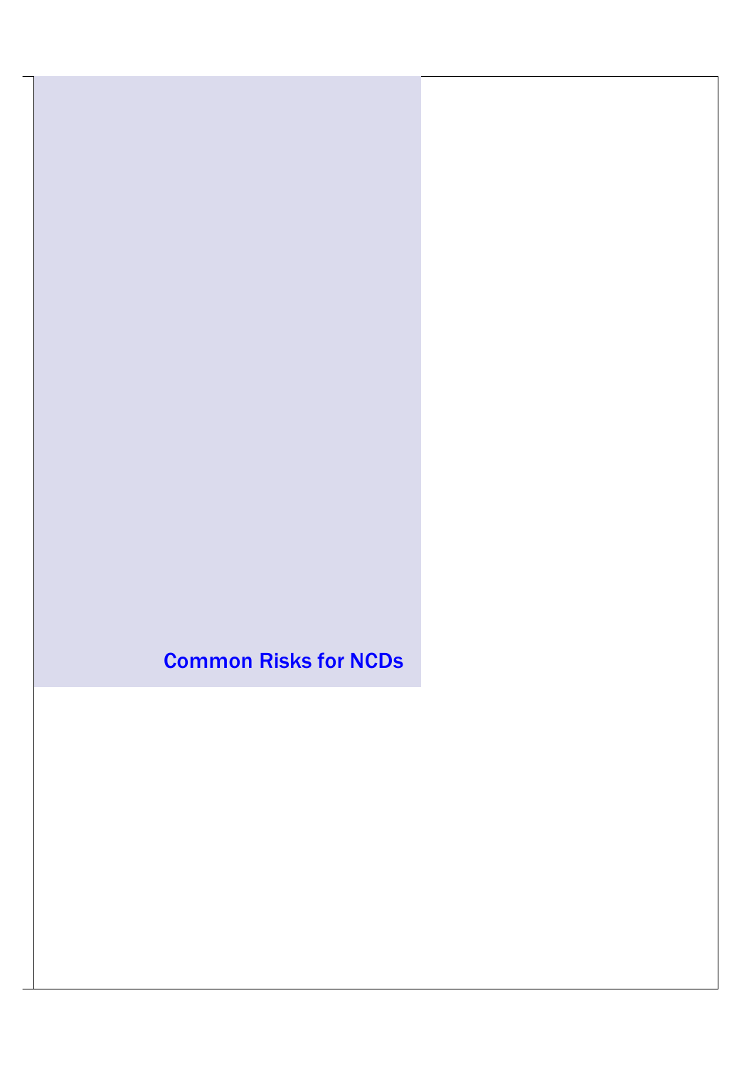# Common Risks for NCDs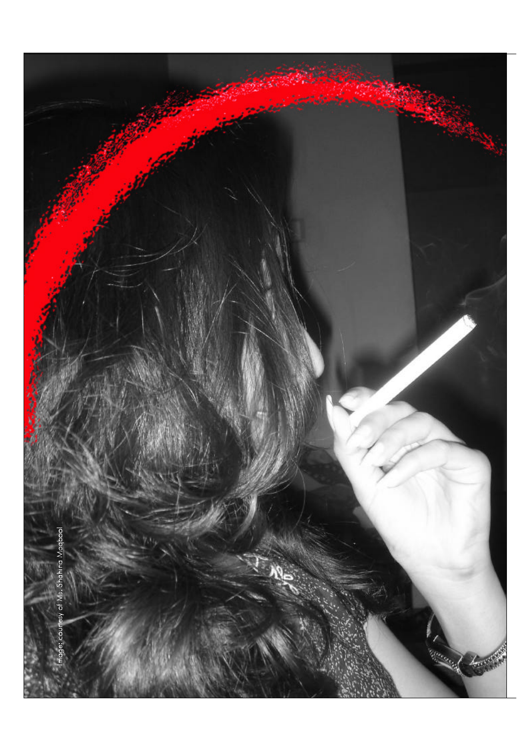Image: courtesy of Ms. Shahina Maqbool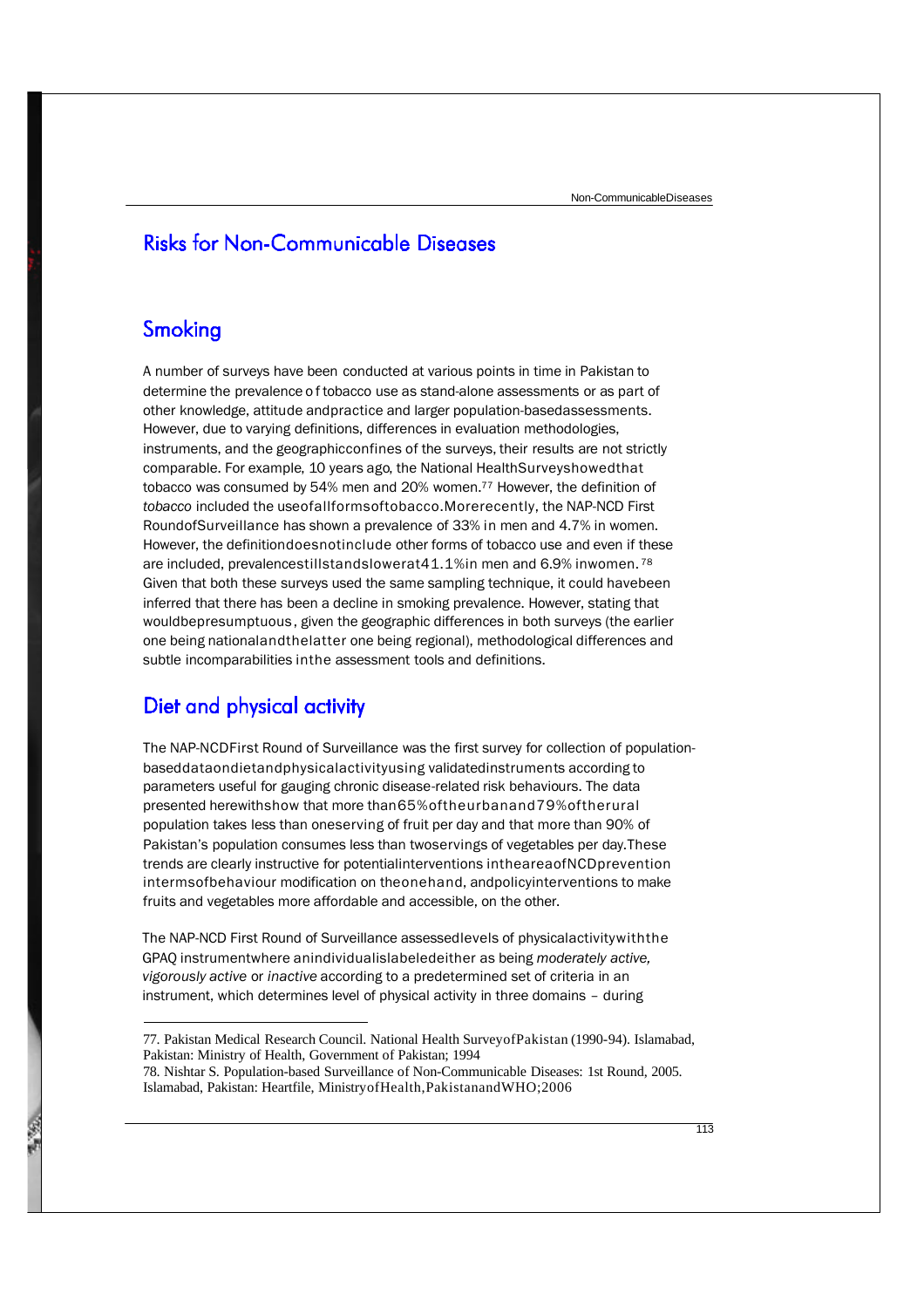## Risks for Non-Communicable Diseases

### Smoking

A number of surveys have been conducted at various points in time in Pakistan to determine the prevalence of tobacco use as stand-alone assessments or as part of other knowledge, attitude and practice and larger population-based assessments. However, due to varying definitions, differences in evaluation methodologies, instruments, and the geographic confines of the surveys, their results are not strictly comparable. For example, 10 years ago, the National Health Survey showed that tobacco was consumed by 54% men and 20% women.[77] However, the definition of *tobacco* included the use of all forms of tobacco. More recently, the NAP-NCD First Round of Surveillance has shown a prevalence of 33% in men and 4.7% in women. However, the definition does not include other forms of tobacco use and even if these are included, prevalence still stands lower at 41.1% in men and 6.9% in women.[78] Given that both these surveys used the same sampling technique, it could have been inferred that there has been a decline in smoking prevalence. However, stating that would be presumptuous, given the geographic differences in both surveys (the earlier one being national and the latter one being regional), methodological differences and subtle incomparabilities in the assessment tools and definitions.

### Diet and physical activity

The NAP-NCD First Round of Surveillance was the first survey for collection of population-based data on diet and physical activity using validated instruments according to parameters useful for gauging chronic disease-related risk behaviours. The data presented herewith show that more than 65% of the urban and 79% of the rural population takes less than one serving of fruit per day and that more than 90% of Pakistan's population consumes less than two servings of vegetables per day. These trends are clearly instructive for potential interventions in the area of NCD prevention in terms of behaviour modification on the one hand, and policy interventions to make fruits and vegetables more affordable and accessible, on the other.

The NAP-NCD First Round of Surveillance assessed levels of physical activity with the GPAQ instrument where an individual is labeled either as being *moderately active, vigorously active* or *inactive* according to a predetermined set of criteria in an instrument, which determines level of physical activity in three domains – during

---

77. Pakistan Medical Research Council. National Health Survey of Pakistan (1990-94). Islamabad, Pakistan: Ministry of Health, Government of Pakistan; 1994

78. Nishtar S. Population-based Surveillance of Non-Communicable Diseases: 1st Round, 2005. Islamabad, Pakistan: Heartfile, Ministry of Health, Pakistan and WHO; 2006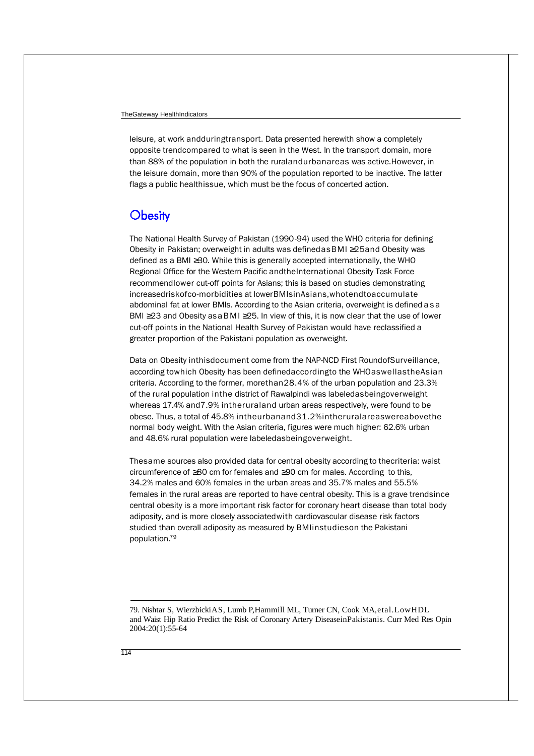leisure, at work and during transport. Data presented herewith show a completely opposite trend compared to what is seen in the West. In the transport domain, more than 88% of the population in both the rural and urban areas was active. However, in the leisure domain, more than 90% of the population reported to be inactive. The latter flags a public health issue, which must be the focus of concerted action.

## Obesity

The National Health Survey of Pakistan (1990-94) used the WHO criteria for defining Obesity in Pakistan; overweight in adults was defined as BMI ≥25 and Obesity was defined as a BMI ≥30. While this is generally accepted internationally, the WHO Regional Office for the Western Pacific and the International Obesity Task Force recommend lower cut-off points for Asians; this is based on studies demonstrating increased risk of co-morbidities at lower BMIs in Asians, who tend to accumulate abdominal fat at lower BMIs. According to the Asian criteria, overweight is defined as a BMI ≥23 and Obesity as a BMI ≥25. In view of this, it is now clear that the use of lower cut-off points in the National Health Survey of Pakistan would have reclassified a greater proportion of the Pakistani population as overweight.

Data on Obesity in this document come from the NAP-NCD First Round of Surveillance, according to which Obesity has been defined according to the WHO as well as the Asian criteria. According to the former, more than 28.4% of the urban population and 23.3% of the rural population in the district of Rawalpindi was labeled as being overweight whereas 17.4% and 7.9% in the rural and urban areas respectively, were found to be obese. Thus, a total of 45.8% in the urban and 31.2% in the rural areas were above the normal body weight. With the Asian criteria, figures were much higher: 62.6% urban and 48.6% rural population were labeled as being overweight.

The same sources also provided data for central obesity according to the criteria: waist circumference of ≥80 cm for females and ≥90 cm for males. According to this, 34.2% males and 60% females in the urban areas and 35.7% males and 55.5% females in the rural areas are reported to have central obesity. This is a grave trend since central obesity is a more important risk factor for coronary heart disease than total body adiposity, and is more closely associated with cardiovascular disease risk factors studied than overall adiposity as measured by BMI in studies on the Pakistani population.[79]

---

79. Nishtar S, Wierzbicki AS, Lumb P, Hammill ML, Turner CN, Cook MA, et al. Low HDL and Waist Hip Ratio Predict the Risk of Coronary Artery Disease in Pakistanis. Curr Med Res Opin 2004:20(1):55-64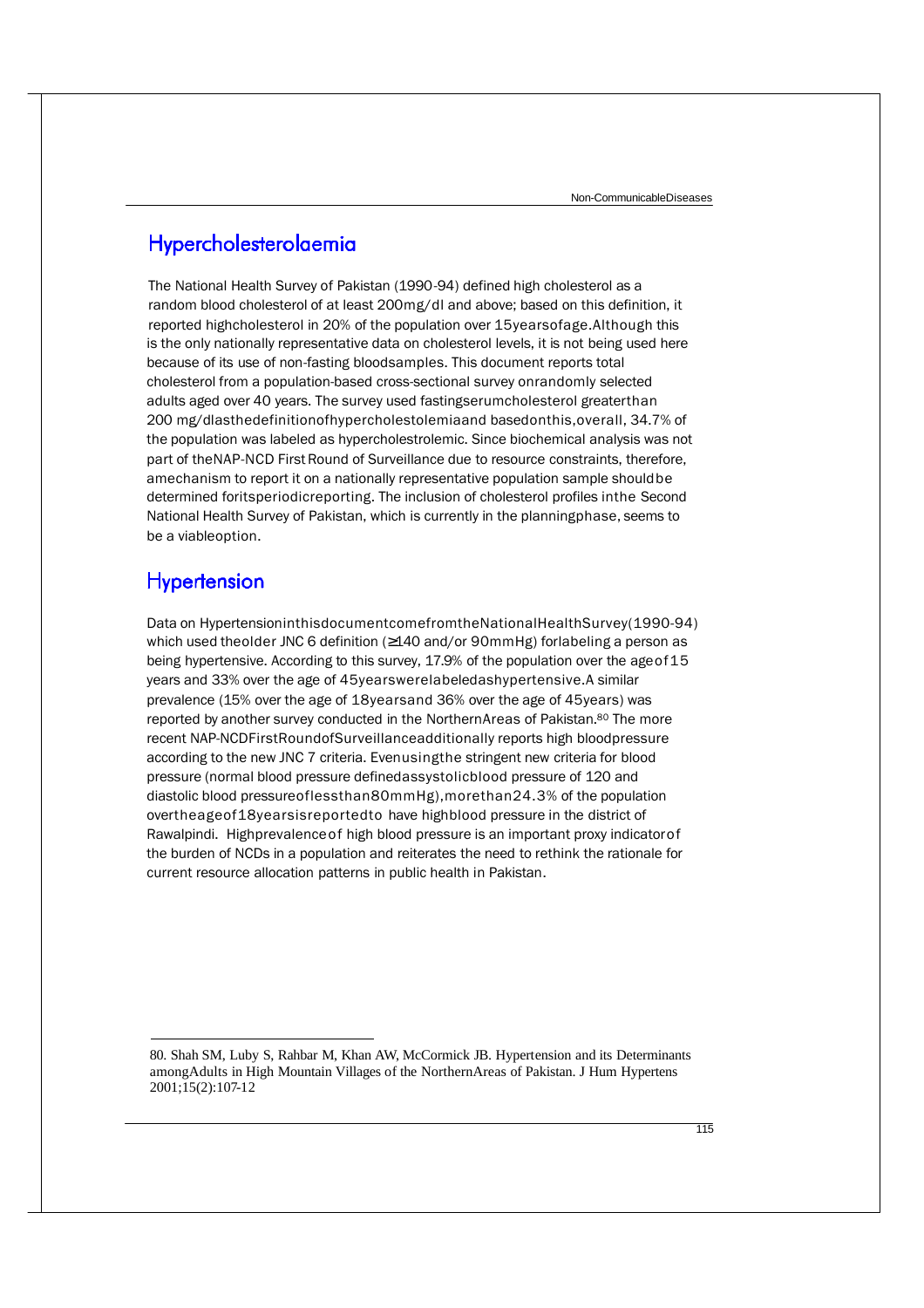## Hypercholesterolaemia

The National Health Survey of Pakistan (1990-94) defined high cholesterol as a random blood cholesterol of at least 200mg/dl and above; based on this definition, it reported high cholesterol in 20% of the population over 15 years of age. Although this is the only nationally representative data on cholesterol levels, it is not being used here because of its use of non-fasting blood samples. This document reports total cholesterol from a population-based cross-sectional survey on randomly selected adults aged over 40 years. The survey used fasting serum cholesterol greater than 200 mg/dl as the definition of hypercholestolemia and based on this, overall, 34.7% of the population was labeled as hypercholestrolemic. Since biochemical analysis was not part of the NAP-NCD First Round of Surveillance due to resource constraints, therefore, a mechanism to report it on a nationally representative population sample should be determined for its periodic reporting. The inclusion of cholesterol profiles in the Second National Health Survey of Pakistan, which is currently in the planning phase, seems to be a viable option.

## Hypertension

Data on Hypertension in this document come from the National Health Survey (1990-94) which used the older JNC 6 definition (≥140 and/or 90mmHg) for labeling a person as being hypertensive. According to this survey, 17.9% of the population over the age of 15 years and 33% over the age of 45 years were labeled as hypertensive. A similar prevalence (15% over the age of 18 years and 36% over the age of 45 years) was reported by another survey conducted in the Northern Areas of Pakistan.[80] The more recent NAP-NCD First Round of Surveillance additionally reports high blood pressure according to the new JNC 7 criteria. Even using the stringent new criteria for blood pressure (normal blood pressure defined as systolic blood pressure of 120 and diastolic blood pressure of less than 80mmHg), more than 24.3% of the population over the age of 18 years is reported to have high blood pressure in the district of Rawalpindi. High prevalence of high blood pressure is an important proxy indicator of the burden of NCDs in a population and reiterates the need to rethink the rationale for current resource allocation patterns in public health in Pakistan.

---

80. Shah SM, Luby S, Rahbar M, Khan AW, McCormick JB. Hypertension and its Determinants among Adults in High Mountain Villages of the Northern Areas of Pakistan. J Hum Hypertens 2001;15(2):107-12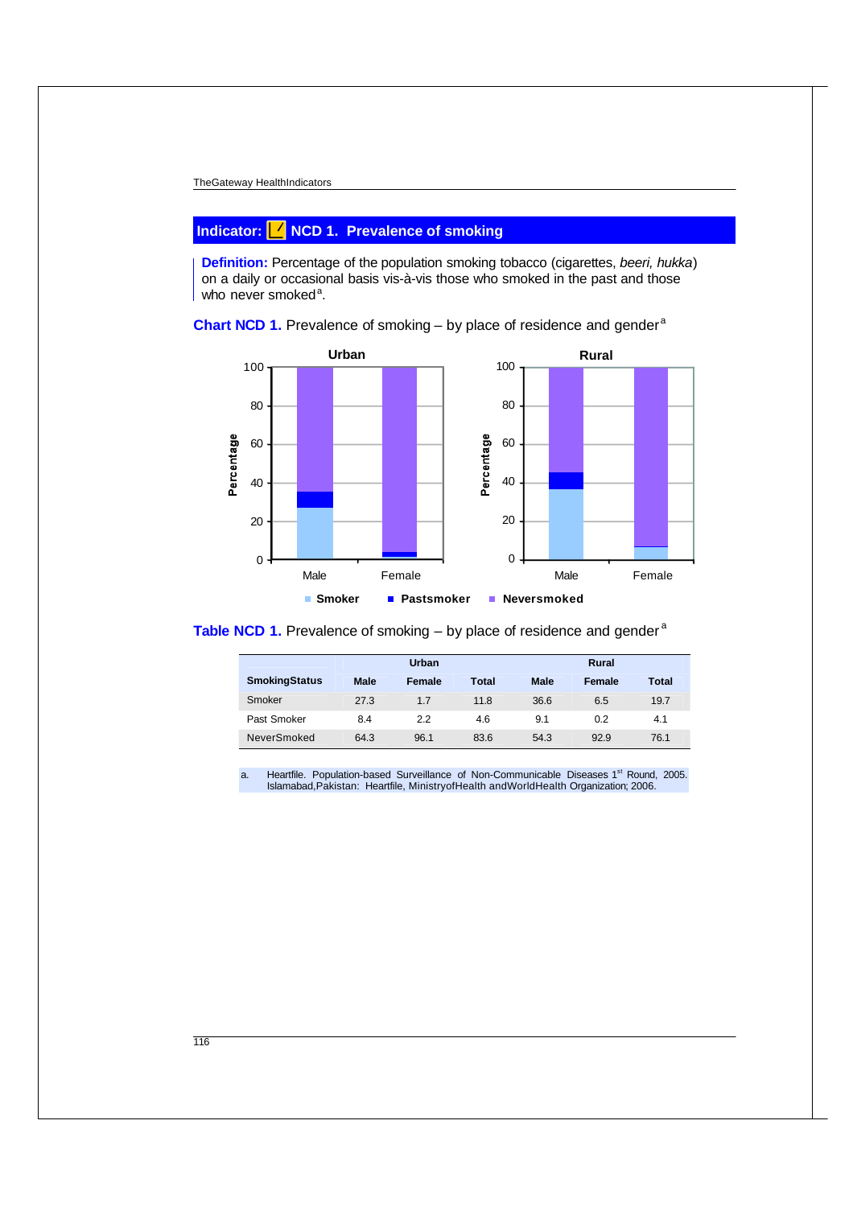## Indicator: NCD 1. Prevalence of smoking

**Definition:** Percentage of the population smoking tobacco (cigarettes, *beeri, hukka*) on a daily or occasional basis vis-à-vis those who smoked in the past and those who never smoked[a].

**Chart NCD 1.** Prevalence of smoking – by place of residence and gender[a]

**Table NCD 1.** Prevalence of smoking – by place of residence and gender[a]

| | Urban | | | Rural | | |
|---|---|---|---|---|---|---|
| **SmokingStatus** | **Male** | **Female** | **Total** | **Male** | **Female** | **Total** |
| Smoker | 27.3 | 1.7 | 11.8 | 36.6 | 6.5 | 19.7 |
| Past Smoker | 8.4 | 2.2 | 4.6 | 9.1 | 0.2 | 4.1 |
| NeverSmoked | 64.3 | 96.1 | 83.6 | 54.3 | 92.9 | 76.1 |

a. Heartfile. Population-based Surveillance of Non-Communicable Diseases 1st Round, 2005. Islamabad,Pakistan: Heartfile, MinistryofHealth andWorldHealth Organization; 2006.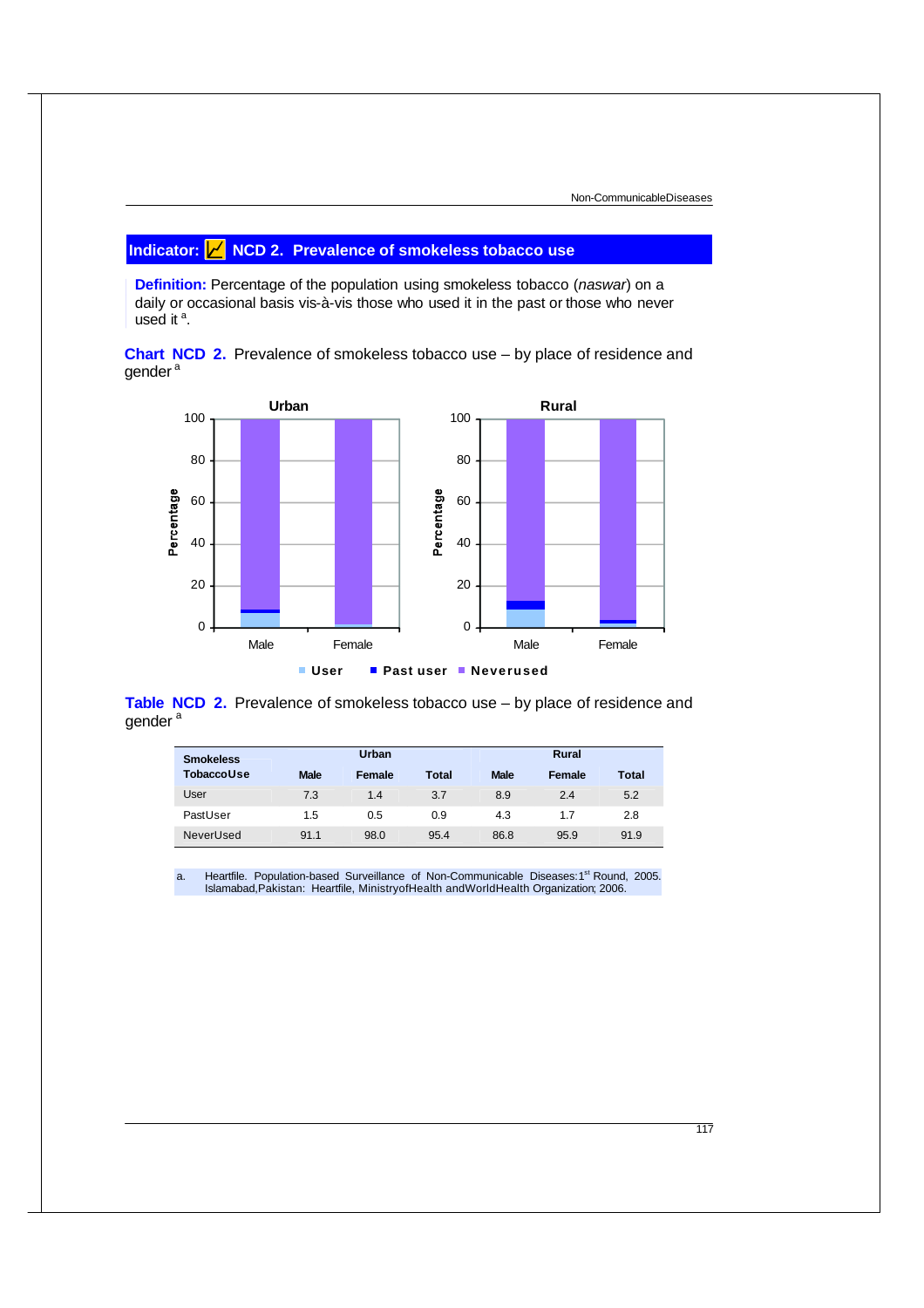## Indicator: NCD 2. Prevalence of smokeless tobacco use

**Definition:** Percentage of the population using smokeless tobacco (*naswar*) on a daily or occasional basis vis-à-vis those who used it in the past or those who never used it [a].

**Chart NCD 2.** Prevalence of smokeless tobacco use – by place of residence and gender [a]

**Table NCD 2.** Prevalence of smokeless tobacco use – by place of residence and gender [a]

| Smokeless Tobacco Use | Urban | | | Rural | | |
|---|---|---|---|---|---|---|
| | Male | Female | Total | Male | Female | Total |
| User | 7.3 | 1.4 | 3.7 | 8.9 | 2.4 | 5.2 |
| Past User | 1.5 | 0.5 | 0.9 | 4.3 | 1.7 | 2.8 |
| Never Used | 91.1 | 98.0 | 95.4 | 86.8 | 95.9 | 91.9 |

a. Heartfile. Population-based Surveillance of Non-Communicable Diseases: 1[st] Round, 2005. Islamabad, Pakistan: Heartfile, Ministry of Health and World Health Organization; 2006.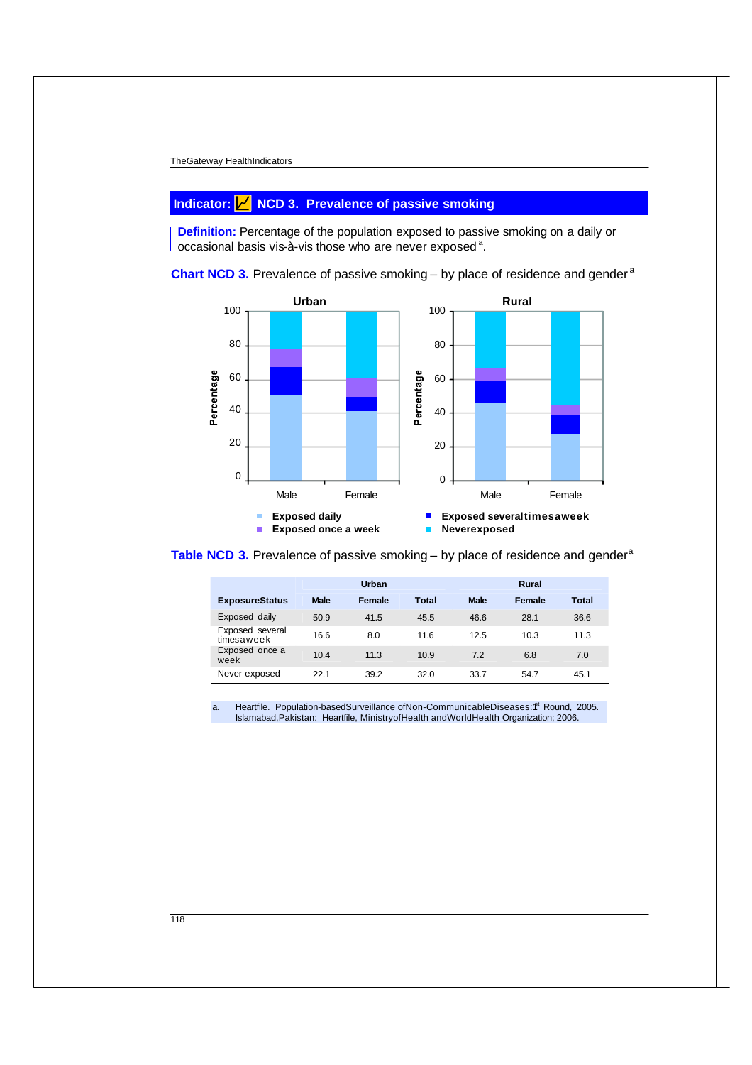## Indicator: NCD 3. Prevalence of passive smoking

**Definition:** Percentage of the population exposed to passive smoking on a daily or occasional basis vis-à-vis those who are never exposed[a].

**Chart NCD 3.** Prevalence of passive smoking – by place of residence and gender[a]

**Table NCD 3.** Prevalence of passive smoking – by place of residence and gender[a]

| Exposure Status | Urban | | | Rural | | |
|---|---|---|---|---|---|---|
| | Male | Female | Total | Male | Female | Total |
| Exposed daily | 50.9 | 41.5 | 45.5 | 46.6 | 28.1 | 36.6 |
| Exposed several times a week | 16.6 | 8.0 | 11.6 | 12.5 | 10.3 | 11.3 |
| Exposed once a week | 10.4 | 11.3 | 10.9 | 7.2 | 6.8 | 7.0 |
| Never exposed | 22.1 | 39.2 | 32.0 | 33.7 | 54.7 | 45.1 |

a. Heartfile. Population-based Surveillance of Non-Communicable Diseases: 1st Round, 2005. Islamabad, Pakistan: Heartfile, Ministry of Health and World Health Organization; 2006.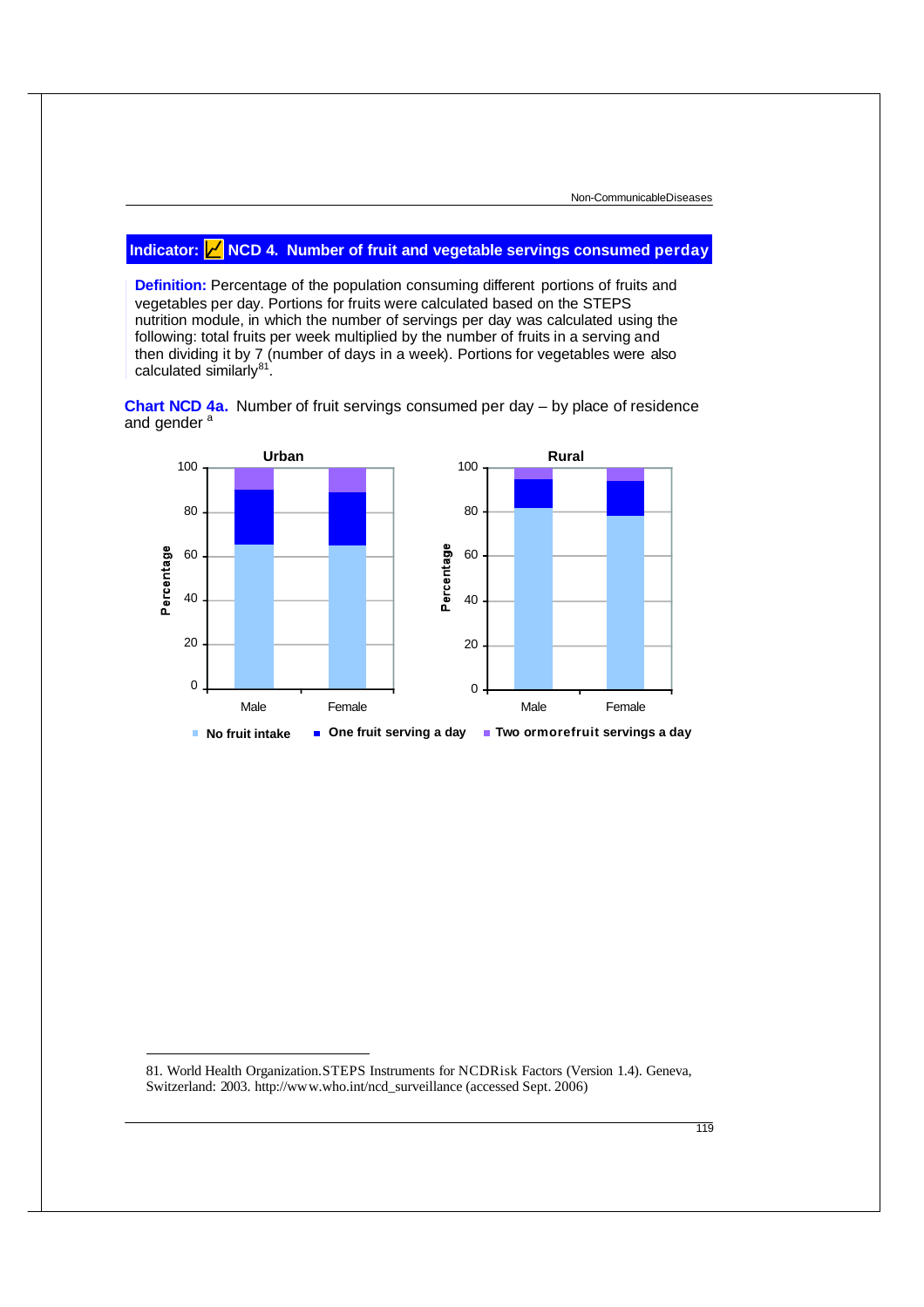## Indicator: NCD 4. Number of fruit and vegetable servings consumed perday

**Definition:** Percentage of the population consuming different portions of fruits and vegetables per day. Portions for fruits were calculated based on the STEPS nutrition module, in which the number of servings per day was calculated using the following: total fruits per week multiplied by the number of fruits in a serving and then dividing it by 7 (number of days in a week). Portions for vegetables were also calculated similarly[81].

**Chart NCD 4a.** Number of fruit servings consumed per day – by place of residence and gender [a]

---

81. World Health Organization.STEPS Instruments for NCDRisk Factors (Version 1.4). Geneva, Switzerland: 2003. http://www.who.int/ncd_surveillance (accessed Sept. 2006)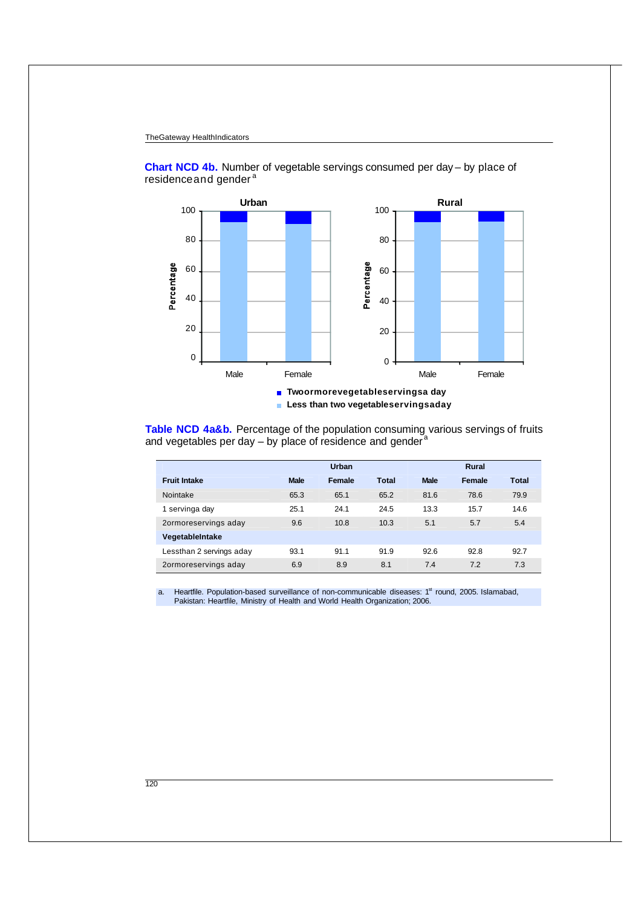**Chart NCD 4b.** Number of vegetable servings consumed per day – by place of residence and gender [a]

**Urban** / **Rural**

Percentage

Male, Female

■ Two or more vegetable servings a day
■ Less than two vegetable servings a day

**Table NCD 4a&b.** Percentage of the population consuming various servings of fruits and vegetables per day – by place of residence and gender [a]

| | Urban | | | Rural | | |
|---|---|---|---|---|---|---|
| **Fruit Intake** | **Male** | **Female** | **Total** | **Male** | **Female** | **Total** |
| No intake | 65.3 | 65.1 | 65.2 | 81.6 | 78.6 | 79.9 |
| 1 serving a day | 25.1 | 24.1 | 24.5 | 13.3 | 15.7 | 14.6 |
| 2 or more servings a day | 9.6 | 10.8 | 10.3 | 5.1 | 5.7 | 5.4 |
| **Vegetable Intake** | | | | | | |
| Less than 2 servings a day | 93.1 | 91.1 | 91.9 | 92.6 | 92.8 | 92.7 |
| 2 or more servings a day | 6.9 | 8.9 | 8.1 | 7.4 | 7.2 | 7.3 |

a. Heartfile. Population-based surveillance of non-communicable diseases: 1st round, 2005. Islamabad, Pakistan: Heartfile, Ministry of Health and World Health Organization; 2006.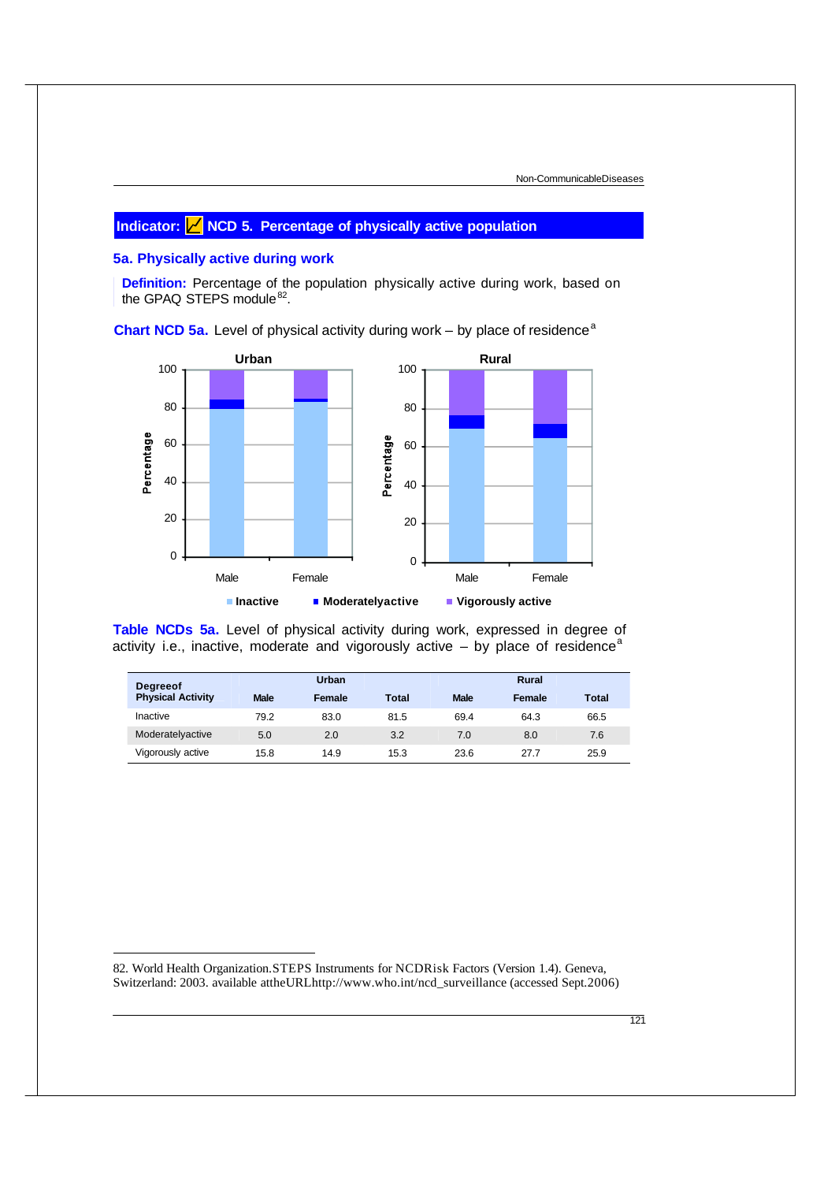## Indicator: NCD 5. Percentage of physically active population

### 5a. Physically active during work

**Definition:** Percentage of the population physically active during work, based on the GPAQ STEPS module[82].

**Chart NCD 5a.** Level of physical activity during work – by place of residence[a]

**Table NCDs 5a.** Level of physical activity during work, expressed in degree of activity i.e., inactive, moderate and vigorously active – by place of residence[a]

| Degreeof Physical Activity | Urban | | | Rural | | |
|---|---|---|---|---|---|---|
| | Male | Female | Total | Male | Female | Total |
| Inactive | 79.2 | 83.0 | 81.5 | 69.4 | 64.3 | 66.5 |
| Moderatelyactive | 5.0 | 2.0 | 3.2 | 7.0 | 8.0 | 7.6 |
| Vigorously active | 15.8 | 14.9 | 15.3 | 23.6 | 27.7 | 25.9 |

82. World Health Organization.STEPS Instruments for NCDRisk Factors (Version 1.4). Geneva, Switzerland: 2003. available attheURLhttp://www.who.int/ncd_surveillance (accessed Sept.2006)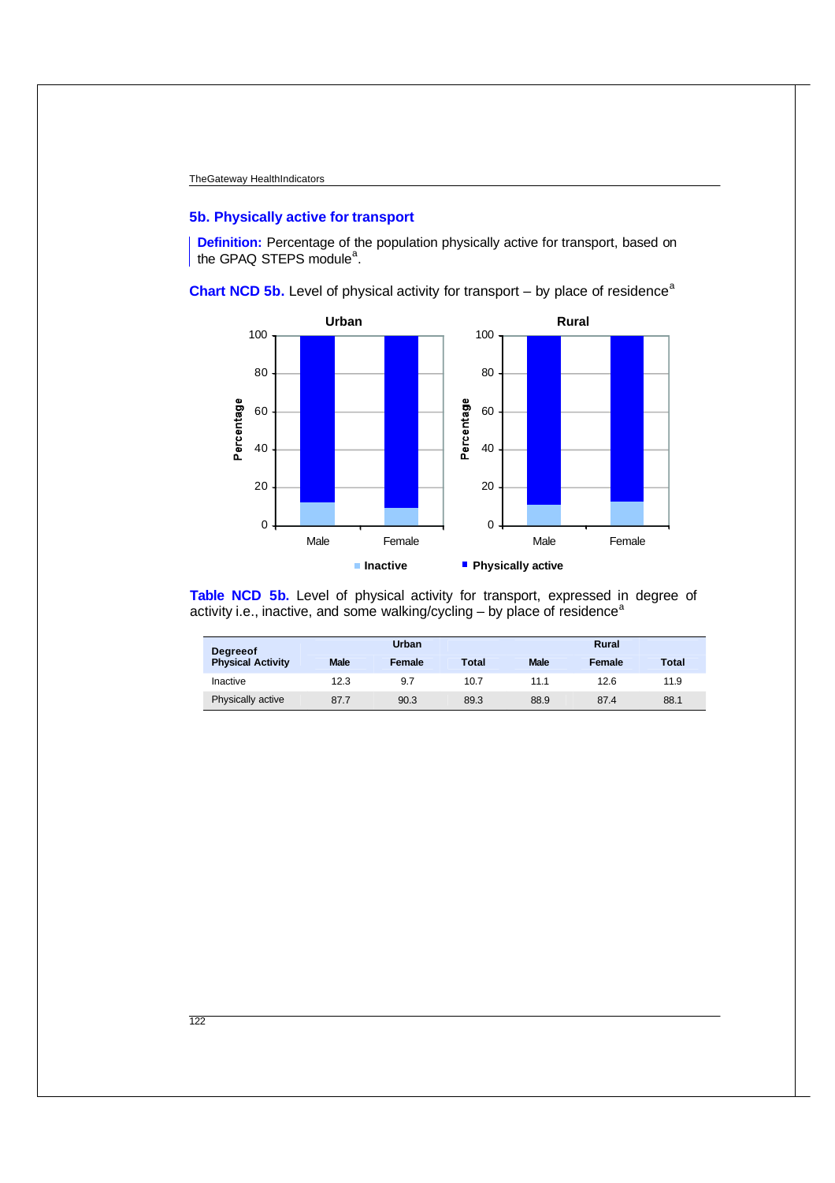## 5b. Physically active for transport

**Definition:** Percentage of the population physically active for transport, based on the GPAQ STEPS module[a].

**Chart NCD 5b.** Level of physical activity for transport – by place of residence[a]

**Table NCD 5b.** Level of physical activity for transport, expressed in degree of activity i.e., inactive, and some walking/cycling – by place of residence[a]

| Degreeof Physical Activity | Urban | | | Rural | | |
|---|---|---|---|---|---|---|
| | Male | Female | Total | Male | Female | Total |
| Inactive | 12.3 | 9.7 | 10.7 | 11.1 | 12.6 | 11.9 |
| Physically active | 87.7 | 90.3 | 89.3 | 88.9 | 87.4 | 88.1 |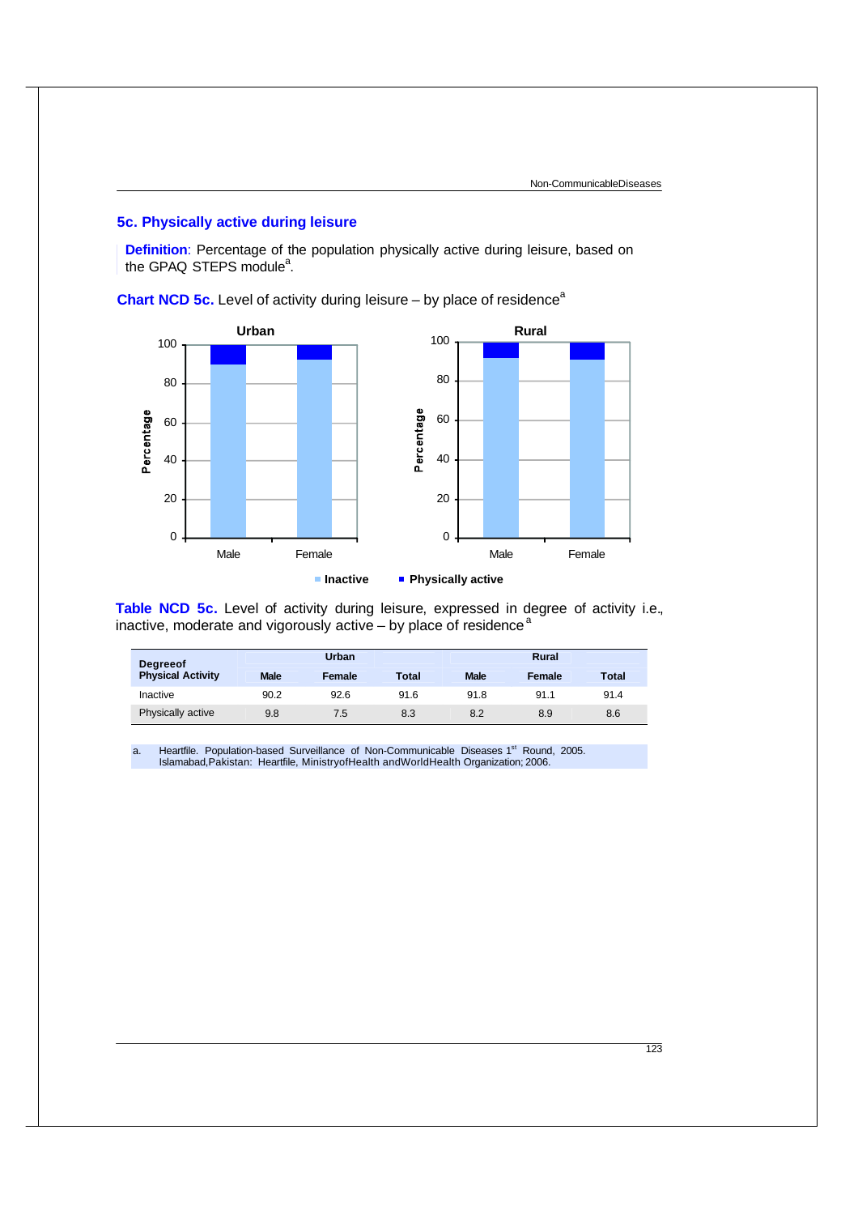## 5c. Physically active during leisure

**Definition**: Percentage of the population physically active during leisure, based on the GPAQ STEPS module[a].

**Chart NCD 5c.** Level of activity during leisure – by place of residence[a]

**Table NCD 5c.** Level of activity during leisure, expressed in degree of activity i.e., inactive, moderate and vigorously active – by place of residence[a]

| Degree of Physical Activity | Urban | | | Rural | | |
|---|---|---|---|---|---|---|
| | Male | Female | Total | Male | Female | Total |
| Inactive | 90.2 | 92.6 | 91.6 | 91.8 | 91.1 | 91.4 |
| Physically active | 9.8 | 7.5 | 8.3 | 8.2 | 8.9 | 8.6 |

a. Heartfile. Population-based Surveillance of Non-Communicable Diseases 1st Round, 2005. Islamabad, Pakistan: Heartfile, Ministry of Health and World Health Organization; 2006.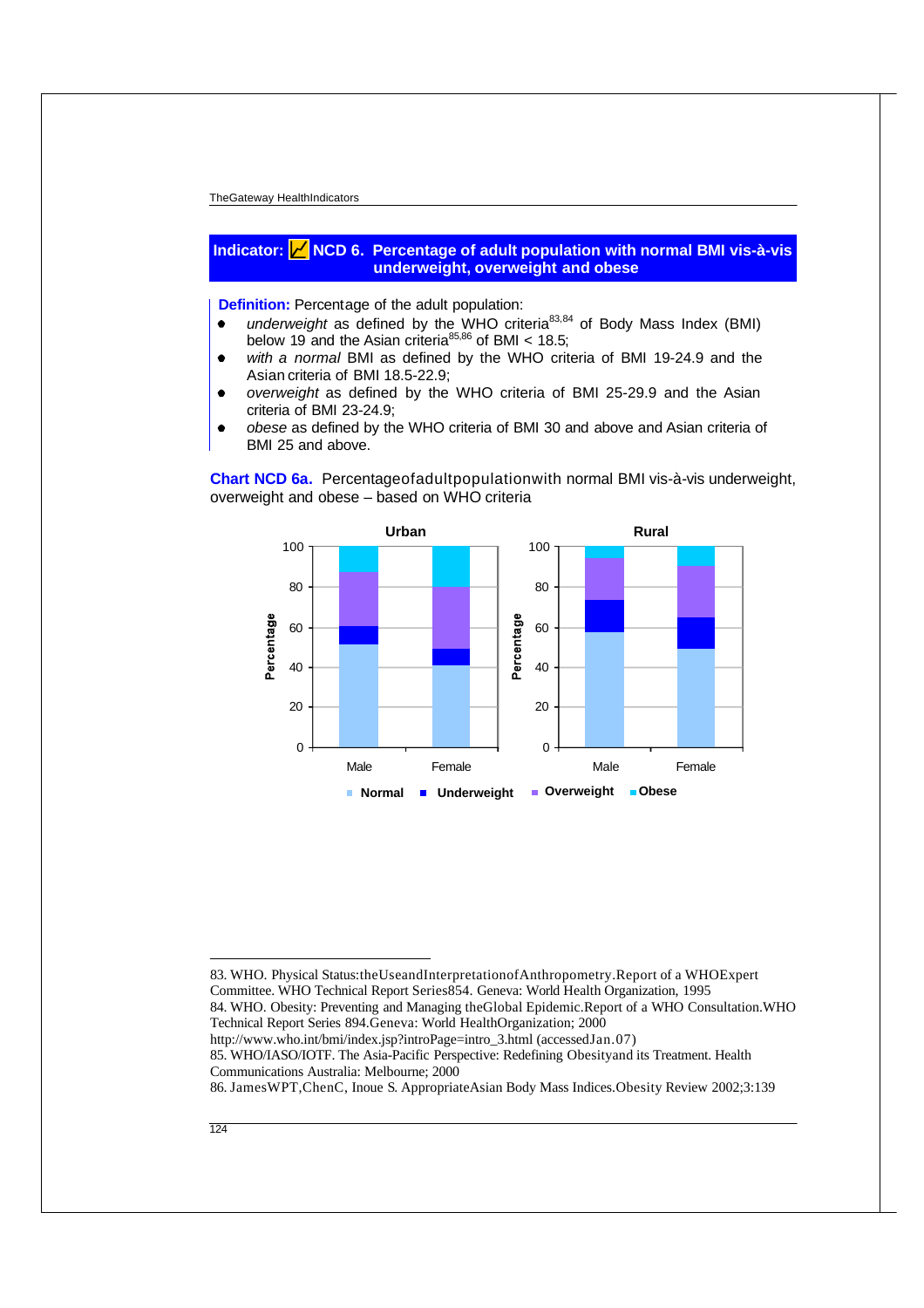## Indicator: NCD 6. Percentage of adult population with normal BMI vis-à-vis underweight, overweight and obese

**Definition:** Percentage of the adult population:

- *underweight* as defined by the WHO criteria[83,84] of Body Mass Index (BMI) below 19 and the Asian criteria[85,86] of BMI < 18.5;
- *with a normal* BMI as defined by the WHO criteria of BMI 19-24.9 and the Asian criteria of BMI 18.5-22.9;
- *overweight* as defined by the WHO criteria of BMI 25-29.9 and the Asian criteria of BMI 23-24.9;
- *obese* as defined by the WHO criteria of BMI 30 and above and Asian criteria of BMI 25 and above.

**Chart NCD 6a.** Percentageofadultpopulationwith normal BMI vis-à-vis underweight, overweight and obese – based on WHO criteria

Urban | Rural

Percentage: 0, 20, 40, 60, 80, 100

Male | Female | Male | Female

■ Normal ■ Underweight ■ Overweight ■ Obese

---

83. WHO. Physical Status:theUseandInterpretationofAnthropometry.Report of a WHOExpert Committee. WHO Technical Report Series854. Geneva: World Health Organization, 1995
84. WHO. Obesity: Preventing and Managing theGlobal Epidemic.Report of a WHO Consultation.WHO Technical Report Series 894.Geneva: World HealthOrganization; 2000 http://www.who.int/bmi/index.jsp?introPage=intro_3.html (accessedJan.07)
85. WHO/IASO/IOTF. The Asia-Pacific Perspective: Redefining Obesityand its Treatment. Health Communications Australia: Melbourne; 2000
86. JamesWPT,ChenC, Inoue S. AppropriateAsian Body Mass Indices.Obesity Review 2002;3:139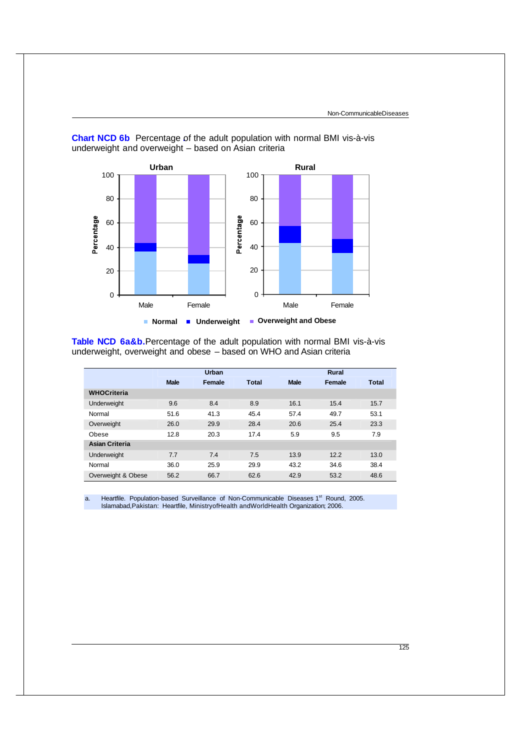**Chart NCD 6b** Percentage of the adult population with normal BMI vis-à-vis underweight and overweight – based on Asian criteria

**Table NCD 6a&b.** Percentage of the adult population with normal BMI vis-à-vis underweight, overweight and obese – based on WHO and Asian criteria

| | Urban | | | Rural | | |
|---|---|---|---|---|---|---|
| | Male | Female | Total | Male | Female | Total |
| **WHOCriteria** | | | | | | |
| Underweight | 9.6 | 8.4 | 8.9 | 16.1 | 15.4 | 15.7 |
| Normal | 51.6 | 41.3 | 45.4 | 57.4 | 49.7 | 53.1 |
| Overweight | 26.0 | 29.9 | 28.4 | 20.6 | 25.4 | 23.3 |
| Obese | 12.8 | 20.3 | 17.4 | 5.9 | 9.5 | 7.9 |
| **Asian Criteria** | | | | | | |
| Underweight | 7.7 | 7.4 | 7.5 | 13.9 | 12.2 | 13.0 |
| Normal | 36.0 | 25.9 | 29.9 | 43.2 | 34.6 | 38.4 |
| Overweight & Obese | 56.2 | 66.7 | 62.6 | 42.9 | 53.2 | 48.6 |

a. Heartfile. Population-based Surveillance of Non-Communicable Diseases 1st Round, 2005. Islamabad,Pakistan: Heartfile, MinistryofHealth andWorldHealth Organization; 2006.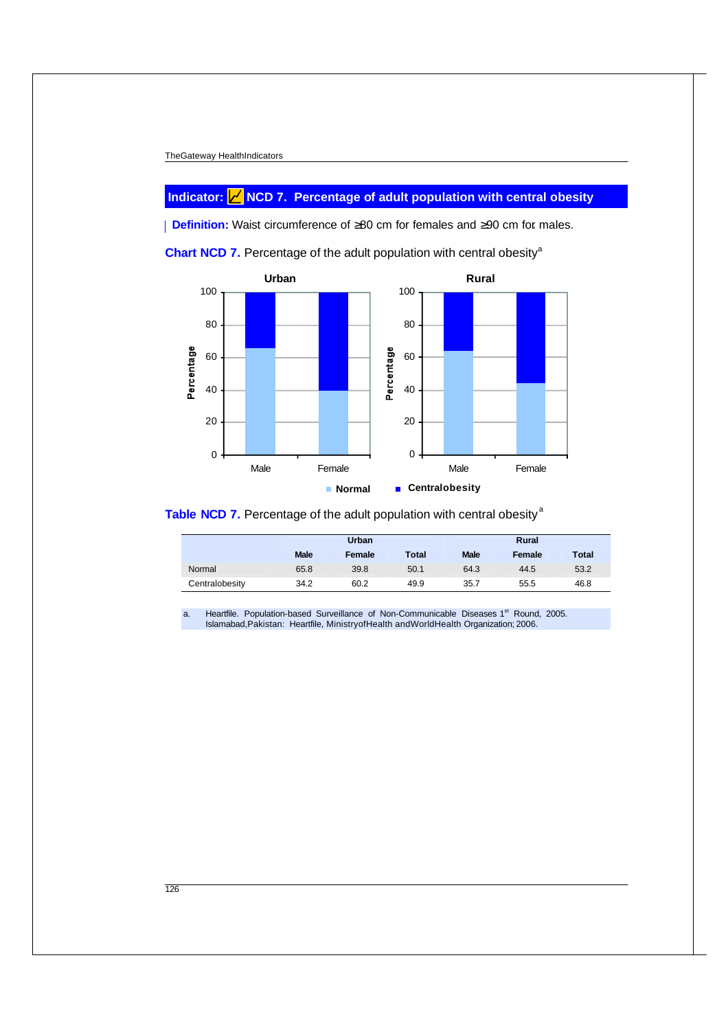## Indicator: NCD 7. Percentage of adult population with central obesity

**Definition:** Waist circumference of ≥80 cm for females and ≥90 cm for males.

**Chart NCD 7.** Percentage of the adult population with central obesity[a]

**Table NCD 7.** Percentage of the adult population with central obesity[a]

| | Urban | | | Rural | | |
|---|---|---|---|---|---|---|
| | Male | Female | Total | Male | Female | Total |
| Normal | 65.8 | 39.8 | 50.1 | 64.3 | 44.5 | 53.2 |
| Centralobesity | 34.2 | 60.2 | 49.9 | 35.7 | 55.5 | 46.8 |

a. Heartfile. Population-based Surveillance of Non-Communicable Diseases 1st Round, 2005. Islamabad, Pakistan: Heartfile, Ministry of Health and World Health Organization; 2006.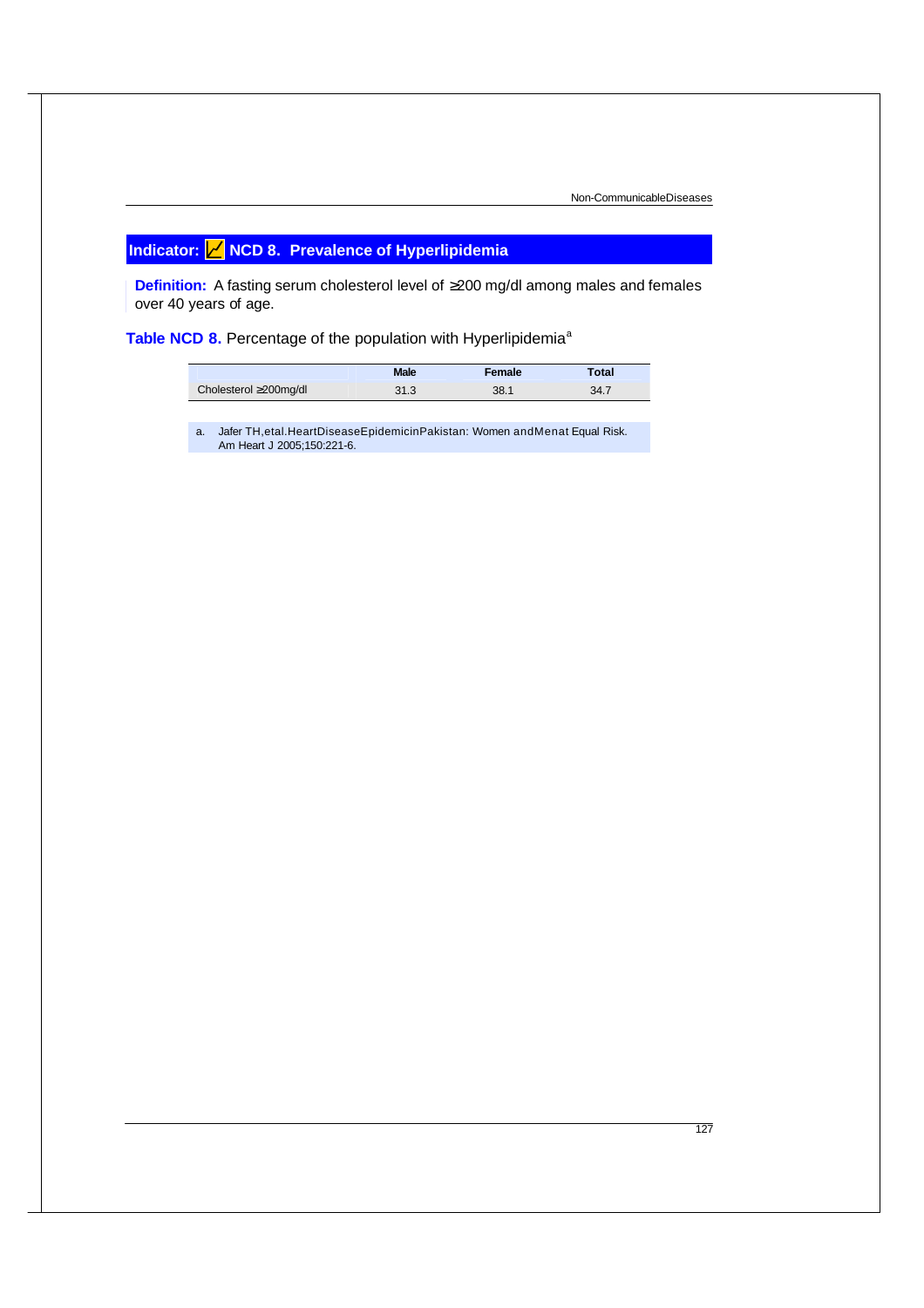## Indicator: NCD 8. Prevalence of Hyperlipidemia

**Definition:** A fasting serum cholesterol level of ≥200 mg/dl among males and females over 40 years of age.

**Table NCD 8.** Percentage of the population with Hyperlipidemia[a]

| | Male | Female | Total |
|---|---|---|---|
| Cholesterol ≥200mg/dl | 31.3 | 38.1 | 34.7 |

a. Jafer TH, et al. Heart Disease Epidemic in Pakistan: Women and Men at Equal Risk. Am Heart J 2005;150:221-6.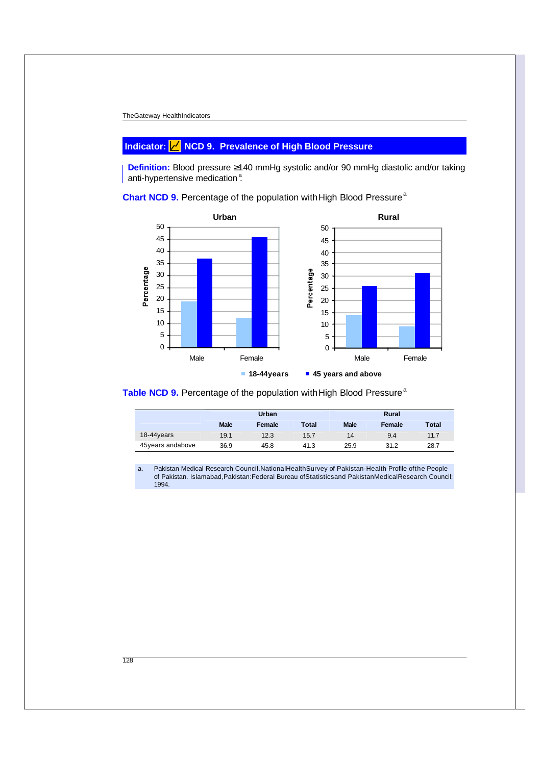## Indicator: NCD 9. Prevalence of High Blood Pressure

**Definition:** Blood pressure ≥140 mmHg systolic and/or 90 mmHg diastolic and/or taking anti-hypertensive medication[a].

**Chart NCD 9.** Percentage of the population with High Blood Pressure[a]

Urban

Rural

Percentage

50
45
40
35
30
25
20
15
10
5
0

Male
Female

18-44years
45 years and above

**Table NCD 9.** Percentage of the population with High Blood Pressure[a]

| | Urban | | | Rural | | |
|---|---|---|---|---|---|---|
| | **Male** | **Female** | **Total** | **Male** | **Female** | **Total** |
| 18-44years | 19.1 | 12.3 | 15.7 | 14 | 9.4 | 11.7 |
| 45years andabove | 36.9 | 45.8 | 41.3 | 25.9 | 31.2 | 28.7 |

a. Pakistan Medical Research Council.NationalHealthSurvey of Pakistan-Health Profile ofthe People of Pakistan. Islamabad,Pakistan:Federal Bureau ofStatisticsand PakistanMedicalResearch Council; 1994.